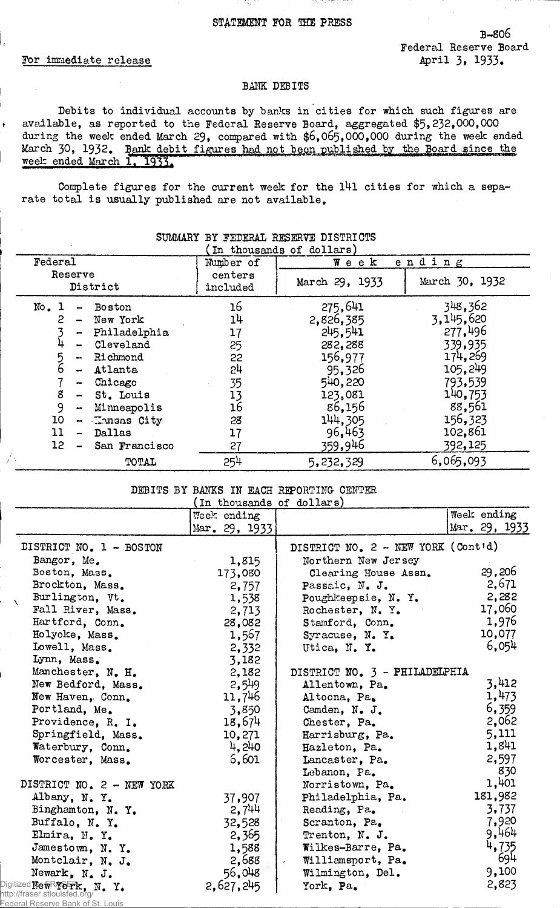STATEMENT FOR THE PRESS

For immediate release

B-806
Federal Reserve Board
April 3, 1933.

## BANK DEBITS

Debits to individual accounts by banks in cities for which such figures are available, as reported to the Federal Reserve Board, aggregated $5,232,000,000 during the week ended March 29, compared with $6,065,000,000 during the week ended March 30, 1932. Bank debit figures had not been published by the Board since the week ended March 1, 1933.

Complete figures for the current week for the 141 cities for which a separate total is usually published are not available.

### SUMMARY BY FEDERAL RESERVE DISTRICTS
(In thousands of dollars)

| Federal Reserve District | Number of centers included | Week ending March 29, 1933 | Week ending March 30, 1932 |
|---|---|---|---|
| No. 1 - Boston | 16 | 275,641 | 348,362 |
| 2 - New York | 14 | 2,826,385 | 3,145,620 |
| 3 - Philadelphia | 17 | 245,541 | 277,496 |
| 4 - Cleveland | 25 | 282,288 | 339,935 |
| 5 - Richmond | 22 | 156,977 | 174,269 |
| 6 - Atlanta | 24 | 95,326 | 105,249 |
| 7 - Chicago | 35 | 540,220 | 793,539 |
| 8 - St. Louis | 13 | 123,081 | 140,753 |
| 9 - Minneapolis | 16 | 86,156 | 88,561 |
| 10 - Kansas City | 28 | 144,305 | 156,323 |
| 11 - Dallas | 17 | 96,463 | 102,861 |
| 12 - San Francisco | 27 | 359,946 | 392,125 |
| TOTAL | 254 | 5,232,329 | 6,065,093 |

### DEBITS BY BANKS IN EACH REPORTING CENTER
(In thousands of dollars)

| | Week ending Mar. 29, 1933 | | Week ending Mar. 29, 1933 |
|---|---|---|---|
| **DISTRICT NO. 1 - BOSTON** | | **DISTRICT NO. 2 - NEW YORK (Cont'd)** | |
| Bangor, Me. | 1,815 | Northern New Jersey Clearing House Assn. | 29,206 |
| Boston, Mass. | 173,080 | Passaic, N. J. | 2,671 |
| Brockton, Mass. | 2,757 | Poughkeepsie, N. Y. | 2,282 |
| Burlington, Vt. | 1,538 | Rochester, N. Y. | 17,060 |
| Fall River, Mass. | 2,713 | Stamford, Conn. | 1,976 |
| Hartford, Conn. | 28,082 | Syracuse, N. Y. | 10,077 |
| Holyoke, Mass. | 1,567 | Utica, N. Y. | 6,054 |
| Lowell, Mass. | 2,332 | | |
| Lynn, Mass. | 3,182 | **DISTRICT NO. 3 - PHILADELPHIA** | |
| Manchester, N. H. | 2,182 | Allentown, Pa. | 3,412 |
| New Bedford, Mass. | 2,549 | Altoona, Pa. | 1,473 |
| New Haven, Conn. | 11,746 | Camden, N. J. | 6,359 |
| Portland, Me. | 3,850 | Chester, Pa. | 2,062 |
| Providence, R. I. | 18,674 | Harrisburg, Pa. | 5,111 |
| Springfield, Mass. | 10,271 | Hazleton, Pa. | 1,841 |
| Waterbury, Conn. | 4,240 | Lancaster, Pa. | 2,597 |
| Worcester, Mass. | 6,601 | Lebanon, Pa. | 830 |
| | | Norristown, Pa. | 1,401 |
| **DISTRICT NO. 2 - NEW YORK** | | Philadelphia, Pa. | 181,982 |
| Albany, N. Y. | 37,907 | Reading, Pa. | 3,737 |
| Binghamton, N. Y. | 2,744 | Scranton, Pa. | 7,920 |
| Buffalo, N. Y. | 32,528 | Trenton, N. J. | 9,464 |
| Elmira, N. Y. | 2,365 | Wilkes-Barre, Pa. | 4,735 |
| Jamestown, N. Y. | 1,588 | Williamsport, Pa. | 694 |
| Montclair, N. J. | 2,688 | Wilmington, Del. | 9,100 |
| Newark, N. J. | 56,048 | York, Pa. | 2,823 |
| New York, N. Y. | 2,627,245 | | |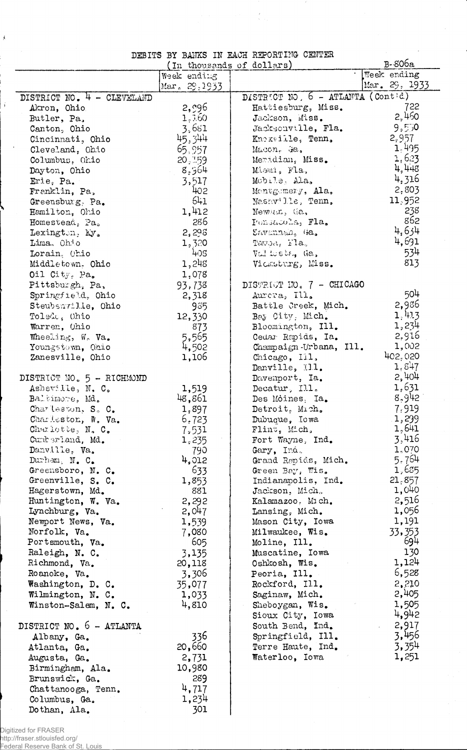DEBITS BY BANKS IN EACH REPORTING CENTER

(In thousands of dollars)

B-806a

| | Week ending Mar. 29, 1933 |
|---|---|
| **DISTRICT NO. 4 - CLEVELAND** | |
| Akron, Ohio | 2,996 |
| Butler, Pa. | 1,160 |
| Canton, Ohio | 3,681 |
| Cincinnati, Ohio | 45,344 |
| Cleveland, Ohio | 65,957 |
| Columbus, Ohio | 20,159 |
| Dayton, Ohio | 8,964 |
| Erie, Pa. | 3,517 |
| Franklin, Pa. | 402 |
| Greensburg, Pa. | 641 |
| Hamilton, Ohio | 1,412 |
| Homestead, Pa. | 286 |
| Lexington, Ky. | 2,298 |
| Lima, Ohio | 1,320 |
| Lorain, Ohio | 408 |
| Middletown, Ohio | 1,248 |
| Oil City, Pa. | 1,078 |
| Pittsburgh, Pa. | 93,738 |
| Springfield, Ohio | 2,318 |
| Steubenville, Ohio | 965 |
| Toledo, Ohio | 12,330 |
| Warren, Ohio | 873 |
| Wheeling, W. Va. | 5,565 |
| Youngstown, Ohio | 4,502 |
| Zanesville, Ohio | 1,106 |
| | |
| **DISTRICT NO. 5 - RICHMOND** | |
| Asheville, N. C. | 1,519 |
| Baltimore, Md. | 48,861 |
| Charleston, S. C. | 1,897 |
| Charleston, W. Va. | 6,723 |
| Charlotte, N. C. | 7,531 |
| Cumberland, Md. | 1,235 |
| Danville, Va. | 790 |
| Durham, N. C. | 4,012 |
| Greensboro, N. C. | 633 |
| Greenville, S. C. | 1,853 |
| Hagerstown, Md. | 881 |
| Huntington, W. Va. | 2,292 |
| Lynchburg, Va. | 2,047 |
| Newport News, Va. | 1,539 |
| Norfolk, Va. | 7,080 |
| Portsmouth, Va. | 605 |
| Raleigh, N. C. | 3,135 |
| Richmond, Va. | 20,118 |
| Roanoke, Va. | 3,306 |
| Washington, D. C. | 35,077 |
| Wilmington, N. C. | 1,033 |
| Winston-Salem, N. C. | 4,810 |
| | |
| **DISTRICT NO. 6 - ATLANTA** | |
| Albany, Ga. | 336 |
| Atlanta, Ga. | 20,660 |
| Augusta, Ga. | 2,731 |
| Birmingham, Ala. | 10,980 |
| Brunswick, Ga. | 289 |
| Chattanooga, Tenn. | 4,717 |
| Columbus, Ga. | 1,234 |
| Dothan, Ala. | 301 |

| | Week ending Mar. 29, 1933 |
|---|---|
| **DISTRICT NO. 6 - ATLANTA (Cont'd)** | |
| Hattiesburg, Miss. | 722 |
| Jackson, Miss. | 2,460 |
| Jacksonville, Fla. | 9,550 |
| Knoxville, Tenn. | 2,957 |
| Macon, Ga. | 1,495 |
| Meridian, Miss. | 1,623 |
| Miami, Fla. | 4,448 |
| Mobile, Ala. | 4,316 |
| Montgomery, Ala. | 2,803 |
| Nashville, Tenn. | 11,952 |
| Newnan, Ga. | 238 |
| Pensacola, Fla. | 862 |
| Savannah, Ga. | 4,634 |
| Tampa, Fla. | 4,691 |
| Valdosta, Ga. | 534 |
| Vicksburg, Miss. | 813 |
| | |
| **DISTRICT NO. 7 - CHICAGO** | |
| Aurora, Ill. | 504 |
| Battle Creek, Mich. | 2,986 |
| Bay City, Mich. | 1,413 |
| Bloomington, Ill. | 1,234 |
| Cedar Rapids, Ia. | 2,916 |
| Champaign-Urbana, Ill. | 1,002 |
| Chicago, Ill. | 402,020 |
| Danville, Ill. | 1,847 |
| Davenport, Ia. | 2,404 |
| Decatur, Ill. | 1,631 |
| Des Moines, Ia. | 8,942 |
| Detroit, Mich. | 7,919 |
| Dubuque, Iowa | 1,299 |
| Flint, Mich. | 1,641 |
| Fort Wayne, Ind. | 3,416 |
| Gary, Ind. | 1,070 |
| Grand Rapids, Mich. | 5,764 |
| Green Bay, Wis. | 1,685 |
| Indianapolis, Ind. | 21,857 |
| Jackson, Mich. | 1,040 |
| Kalamazoo, Mich. | 2,516 |
| Lansing, Mich. | 1,056 |
| Mason City, Iowa | 1,191 |
| Milwaukee, Wis. | 33,353 |
| Moline, Ill. | 694 |
| Muscatine, Iowa | 130 |
| Oshkosh, Wis. | 1,124 |
| Peoria, Ill. | 6,528 |
| Rockford, Ill. | 2,210 |
| Saginaw, Mich. | 2,405 |
| Sheboygan, Wis. | 1,505 |
| Sioux City, Iowa | 4,942 |
| South Bend, Ind. | 2,917 |
| Springfield, Ill. | 3,456 |
| Terre Haute, Ind. | 3,354 |
| Waterloo, Iowa | 1,251 |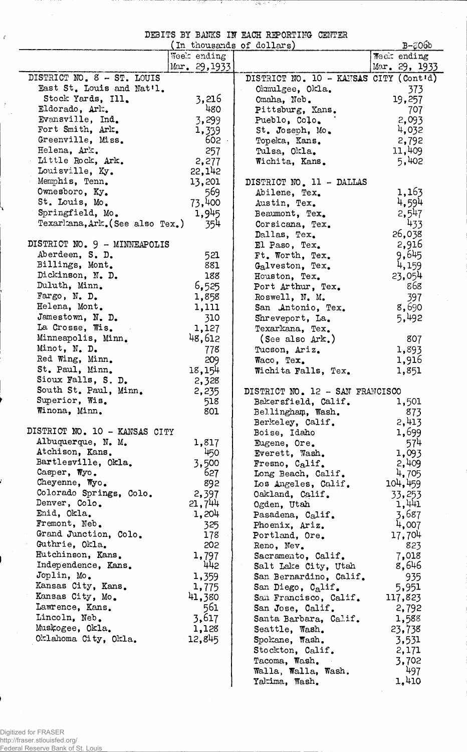# DEBITS BY BANKS IN EACH REPORTING CENTER

(In thousands of dollars) B-806b

| | Week ending Mar. 29, 1933 |
|---|---|
| **DISTRICT NO. 8 - ST. LOUIS** | |
| East St. Louis and Nat'l. Stock Yards, Ill. | 3,216 |
| Eldorado, Ark. | 480 |
| Evansville, Ind. | 3,299 |
| Fort Smith, Ark. | 1,339 |
| Greenville, Miss. | 602 |
| Helena, Ark. | 257 |
| Little Rock, Ark. | 2,277 |
| Louisville, Ky. | 22,142 |
| Memphis, Tenn. | 13,201 |
| Ownesboro, Ky. | 569 |
| St. Louis, Mo. | 73,400 |
| Springfield, Mo. | 1,945 |
| Texarkana, Ark. (See also Tex.) | 354 |
| **DISTRICT NO. 9 - MINNEAPOLIS** | |
| Aberdeen, S. D. | 521 |
| Billings, Mont. | 881 |
| Dickinson, N. D. | 188 |
| Duluth, Minn. | 6,525 |
| Fargo, N. D. | 1,858 |
| Helena, Mont. | 1,111 |
| Jamestown, N. D. | 310 |
| La Crosse, Wis. | 1,127 |
| Minneapolis, Minn. | 48,612 |
| Minot, N. D. | 778 |
| Red Wing, Minn. | 209 |
| St. Paul, Minn. | 18,154 |
| Sioux Falls, S. D. | 2,328 |
| South St. Paul, Minn. | 2,235 |
| Superior, Wis. | 518 |
| Winona, Minn. | 801 |
| **DISTRICT NO. 10 - KANSAS CITY** | |
| Albuquerque, N. M. | 1,817 |
| Atchison, Kans. | 450 |
| Bartlesville, Okla. | 3,500 |
| Casper, Wyo. | 627 |
| Cheyenne, Wyo. | 892 |
| Colorado Springs, Colo. | 2,397 |
| Denver, Colo. | 21,744 |
| Enid, Okla. | 1,204 |
| Fremont, Neb. | 325 |
| Grand Junction, Colo. | 178 |
| Guthrie, Okla. | 202 |
| Hutchinson, Kans. | 1,797 |
| Independence, Kans. | 442 |
| Joplin, Mo. | 1,359 |
| Kansas City, Kans. | 1,775 |
| Kansas City, Mo. | 41,380 |
| Lawrence, Kans. | 561 |
| Lincoln, Neb. | 3,617 |
| Muskogee, Okla. | 1,128 |
| Oklahoma City, Okla. | 12,845 |
| **DISTRICT NO. 10 - KANSAS CITY (Cont'd)** | |
| Okmulgee, Okla. | 373 |
| Omaha, Neb. | 19,257 |
| Pittsburg, Kans. | 707 |
| Pueblo, Colo. | 2,093 |
| St. Joseph, Mo. | 4,032 |
| Topeka, Kans. | 2,792 |
| Tulsa, Okla. | 11,409 |
| Wichita, Kans. | 5,402 |
| **DISTRICT NO. 11 - DALLAS** | |
| Abilene, Tex. | 1,163 |
| Austin, Tex. | 4,594 |
| Beaumont, Tex. | 2,547 |
| Corsicana, Tex. | 433 |
| Dallas, Tex. | 26,038 |
| El Paso, Tex. | 2,916 |
| Ft. Worth, Tex. | 9,645 |
| Galveston, Tex. | 4,159 |
| Houston, Tex. | 23,054 |
| Port Arthur, Tex. | 868 |
| Roswell, N. M. | 397 |
| San Antonio, Tex. | 8,690 |
| Shreveport, La. | 5,492 |
| Texarkana, Tex. (See also Ark.) | 807 |
| Tucson, Ariz. | 1,893 |
| Waco, Tex. | 1,916 |
| Wichita Falls, Tex. | 1,851 |
| **DISTRICT NO. 12 - SAN FRANCISCO** | |
| Bakersfield, Calif. | 1,501 |
| Bellingham, Wash. | 873 |
| Berkeley, Calif. | 2,413 |
| Boise, Idaho | 1,699 |
| Eugene, Ore. | 574 |
| Everett, Wash. | 1,093 |
| Fresno, Calif. | 2,409 |
| Long Beach, Calif. | 4,705 |
| Los Angeles, Calif. | 104,459 |
| Oakland, Calif. | 33,253 |
| Ogden, Utah | 1,441 |
| Pasadena, Calif. | 3,687 |
| Phoenix, Ariz. | 4,007 |
| Portland, Ore. | 17,704 |
| Reno, Nev. | 823 |
| Sacramento, Calif. | 7,018 |
| Salt Lake City, Utah | 8,646 |
| San Bernardino, Calif. | 935 |
| San Diego, Calif. | 5,951 |
| San Francisco, Calif. | 117,823 |
| San Jose, Calif. | 2,792 |
| Santa Barbara, Calif. | 1,588 |
| Seattle, Wash. | 23,738 |
| Spokane, Wash. | 3,531 |
| Stockton, Calif. | 2,171 |
| Tacoma, Wash. | 3,702 |
| Walla, Walla, Wash. | 497 |
| Yakima, Wash. | 1,410 |